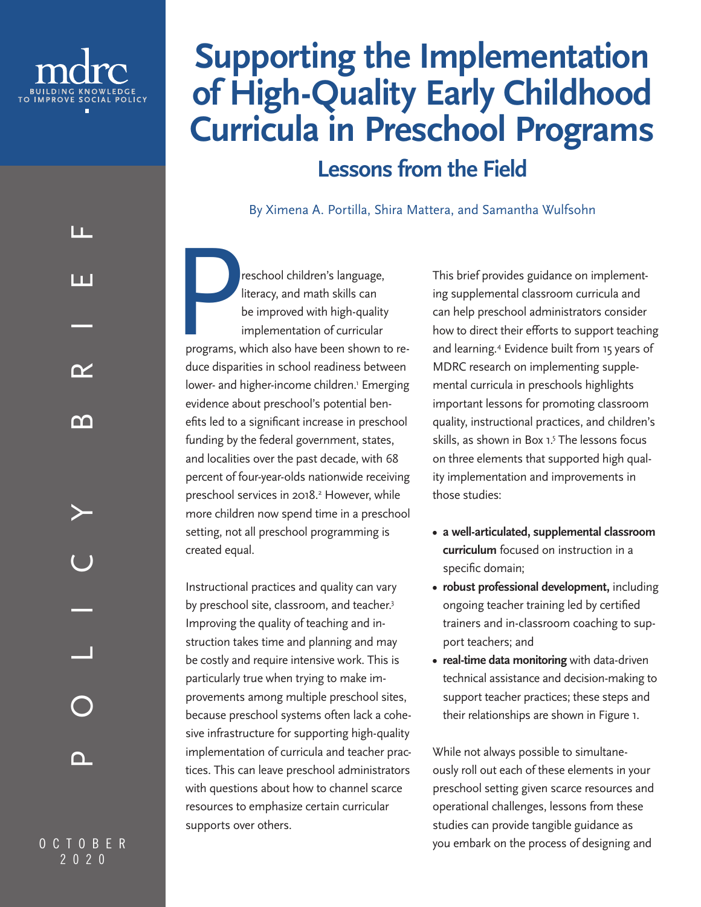mdrc

BUILDING KNOWLEDGE TO IMPROVE SOCIAL POLICY

POLICY BRIEF

OCTOBER 2020

# Supporting the Implementation of High-Quality Early Childhood Curricula in Preschool Programs

## Lessons from the Field

By Ximena A. Portilla, Shira Mattera, and Samantha Wulfsohn

Preschool children's language, literacy, and math skills can be improved with high-quality implementation of curricular programs, which also have been shown to reduce disparities in school readiness between lower- and higher-income children.[1] Emerging evidence about preschool's potential benefits led to a significant increase in preschool funding by the federal government, states, and localities over the past decade, with 68 percent of four-year-olds nationwide receiving preschool services in 2018.[2] However, while more children now spend time in a preschool setting, not all preschool programming is created equal.

Instructional practices and quality can vary by preschool site, classroom, and teacher.[3] Improving the quality of teaching and instruction takes time and planning and may be costly and require intensive work. This is particularly true when trying to make improvements among multiple preschool sites, because preschool systems often lack a cohesive infrastructure for supporting high-quality implementation of curricula and teacher practices. This can leave preschool administrators with questions about how to channel scarce resources to emphasize certain curricular supports over others.

This brief provides guidance on implementing supplemental classroom curricula and can help preschool administrators consider how to direct their efforts to support teaching and learning.[4] Evidence built from 15 years of MDRC research on implementing supplemental curricula in preschools highlights important lessons for promoting classroom quality, instructional practices, and children's skills, as shown in Box 1.[5] The lessons focus on three elements that supported high quality implementation and improvements in those studies:

- **a well-articulated, supplemental classroom curriculum** focused on instruction in a specific domain;
- **robust professional development,** including ongoing teacher training led by certified trainers and in-classroom coaching to support teachers; and
- **real-time data monitoring** with data-driven technical assistance and decision-making to support teacher practices; these steps and their relationships are shown in Figure 1.

While not always possible to simultaneously roll out each of these elements in your preschool setting given scarce resources and operational challenges, lessons from these studies can provide tangible guidance as you embark on the process of designing and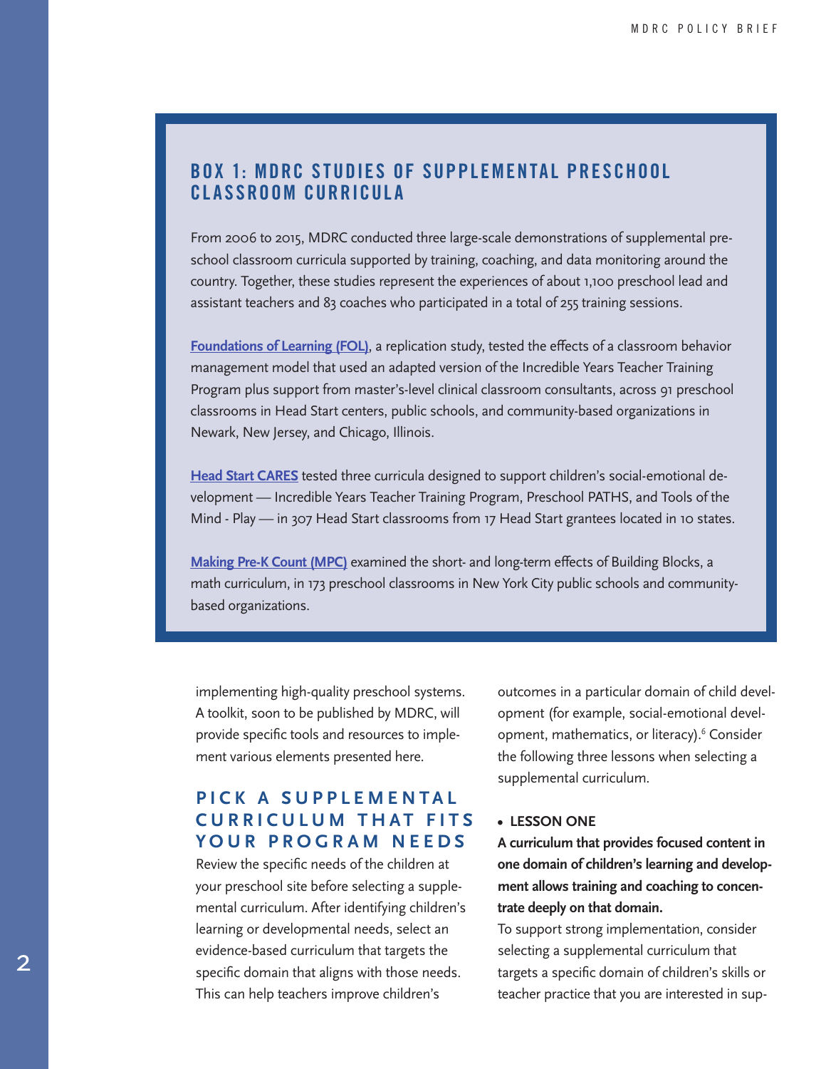## BOX 1: MDRC STUDIES OF SUPPLEMENTAL PRESCHOOL CLASSROOM CURRICULA

From 2006 to 2015, MDRC conducted three large-scale demonstrations of supplemental preschool classroom curricula supported by training, coaching, and data monitoring around the country. Together, these studies represent the experiences of about 1,100 preschool lead and assistant teachers and 83 coaches who participated in a total of 255 training sessions.

**Foundations of Learning (FOL)**, a replication study, tested the effects of a classroom behavior management model that used an adapted version of the Incredible Years Teacher Training Program plus support from master's-level clinical classroom consultants, across 91 preschool classrooms in Head Start centers, public schools, and community-based organizations in Newark, New Jersey, and Chicago, Illinois.

**Head Start CARES** tested three curricula designed to support children's social-emotional development — Incredible Years Teacher Training Program, Preschool PATHS, and Tools of the Mind - Play — in 307 Head Start classrooms from 17 Head Start grantees located in 10 states.

**Making Pre-K Count (MPC)** examined the short- and long-term effects of Building Blocks, a math curriculum, in 173 preschool classrooms in New York City public schools and community-based organizations.

implementing high-quality preschool systems. A toolkit, soon to be published by MDRC, will provide specific tools and resources to implement various elements presented here.

## PICK A SUPPLEMENTAL CURRICULUM THAT FITS YOUR PROGRAM NEEDS

Review the specific needs of the children at your preschool site before selecting a supplemental curriculum. After identifying children's learning or developmental needs, select an evidence-based curriculum that targets the specific domain that aligns with those needs. This can help teachers improve children's outcomes in a particular domain of child development (for example, social-emotional development, mathematics, or literacy).[6] Consider the following three lessons when selecting a supplemental curriculum.

- **LESSON ONE**

**A curriculum that provides focused content in one domain of children's learning and development allows training and coaching to concentrate deeply on that domain.**

To support strong implementation, consider selecting a supplemental curriculum that targets a specific domain of children's skills or teacher practice that you are interested in sup-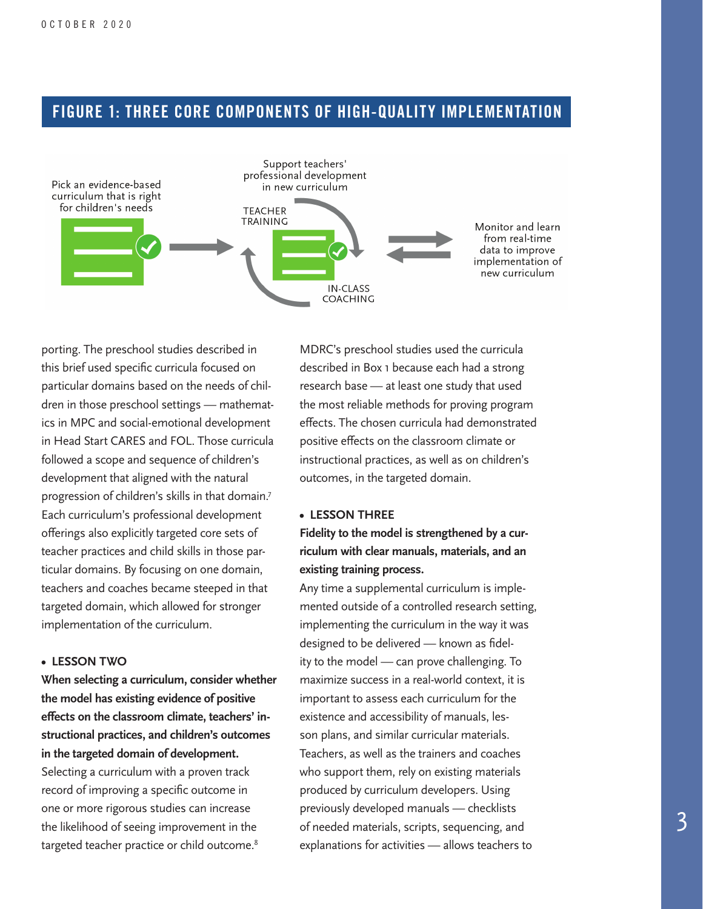## FIGURE 1: THREE CORE COMPONENTS OF HIGH-QUALITY IMPLEMENTATION

Pick an evidence-based curriculum that is right for children's needs

Support teachers' professional development in new curriculum

TEACHER TRAINING

IN-CLASS COACHING

Monitor and learn from real-time data to improve implementation of new curriculum

porting. The preschool studies described in this brief used specific curricula focused on particular domains based on the needs of children in those preschool settings — mathematics in MPC and social-emotional development in Head Start CARES and FOL. Those curricula followed a scope and sequence of children's development that aligned with the natural progression of children's skills in that domain.[7] Each curriculum's professional development offerings also explicitly targeted core sets of teacher practices and child skills in those particular domains. By focusing on one domain, teachers and coaches became steeped in that targeted domain, which allowed for stronger implementation of the curriculum.

- **LESSON TWO**

**When selecting a curriculum, consider whether the model has existing evidence of positive effects on the classroom climate, teachers' instructional practices, and children's outcomes in the targeted domain of development.**

Selecting a curriculum with a proven track record of improving a specific outcome in one or more rigorous studies can increase the likelihood of seeing improvement in the targeted teacher practice or child outcome.[8] MDRC's preschool studies used the curricula described in Box 1 because each had a strong research base — at least one study that used the most reliable methods for proving program effects. The chosen curricula had demonstrated positive effects on the classroom climate or instructional practices, as well as on children's outcomes, in the targeted domain.

- **LESSON THREE**

**Fidelity to the model is strengthened by a curriculum with clear manuals, materials, and an existing training process.**

Any time a supplemental curriculum is implemented outside of a controlled research setting, implementing the curriculum in the way it was designed to be delivered — known as fidelity to the model — can prove challenging. To maximize success in a real-world context, it is important to assess each curriculum for the existence and accessibility of manuals, lesson plans, and similar curricular materials. Teachers, as well as the trainers and coaches who support them, rely on existing materials produced by curriculum developers. Using previously developed manuals — checklists of needed materials, scripts, sequencing, and explanations for activities — allows teachers to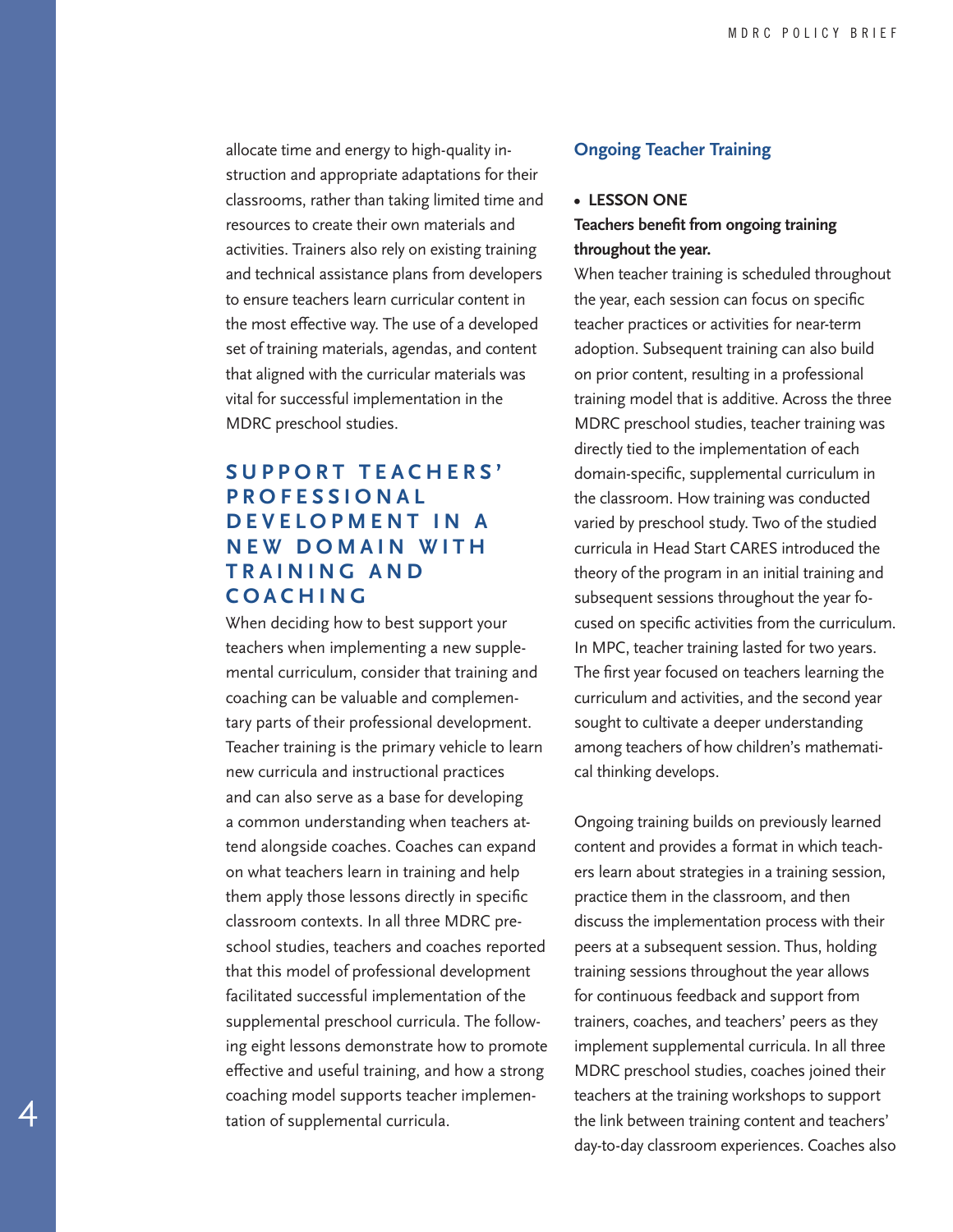allocate time and energy to high-quality instruction and appropriate adaptations for their classrooms, rather than taking limited time and resources to create their own materials and activities. Trainers also rely on existing training and technical assistance plans from developers to ensure teachers learn curricular content in the most effective way. The use of a developed set of training materials, agendas, and content that aligned with the curricular materials was vital for successful implementation in the MDRC preschool studies.

## SUPPORT TEACHERS' PROFESSIONAL DEVELOPMENT IN A NEW DOMAIN WITH TRAINING AND COACHING

When deciding how to best support your teachers when implementing a new supplemental curriculum, consider that training and coaching can be valuable and complementary parts of their professional development. Teacher training is the primary vehicle to learn new curricula and instructional practices and can also serve as a base for developing a common understanding when teachers attend alongside coaches. Coaches can expand on what teachers learn in training and help them apply those lessons directly in specific classroom contexts. In all three MDRC preschool studies, teachers and coaches reported that this model of professional development facilitated successful implementation of the supplemental preschool curricula. The following eight lessons demonstrate how to promote effective and useful training, and how a strong coaching model supports teacher implementation of supplemental curricula.

### Ongoing Teacher Training

- **LESSON ONE**

**Teachers benefit from ongoing training throughout the year.**

When teacher training is scheduled throughout the year, each session can focus on specific teacher practices or activities for near-term adoption. Subsequent training can also build on prior content, resulting in a professional training model that is additive. Across the three MDRC preschool studies, teacher training was directly tied to the implementation of each domain-specific, supplemental curriculum in the classroom. How training was conducted varied by preschool study. Two of the studied curricula in Head Start CARES introduced the theory of the program in an initial training and subsequent sessions throughout the year focused on specific activities from the curriculum. In MPC, teacher training lasted for two years. The first year focused on teachers learning the curriculum and activities, and the second year sought to cultivate a deeper understanding among teachers of how children's mathematical thinking develops.

Ongoing training builds on previously learned content and provides a format in which teachers learn about strategies in a training session, practice them in the classroom, and then discuss the implementation process with their peers at a subsequent session. Thus, holding training sessions throughout the year allows for continuous feedback and support from trainers, coaches, and teachers' peers as they implement supplemental curricula. In all three MDRC preschool studies, coaches joined their teachers at the training workshops to support the link between training content and teachers' day-to-day classroom experiences. Coaches also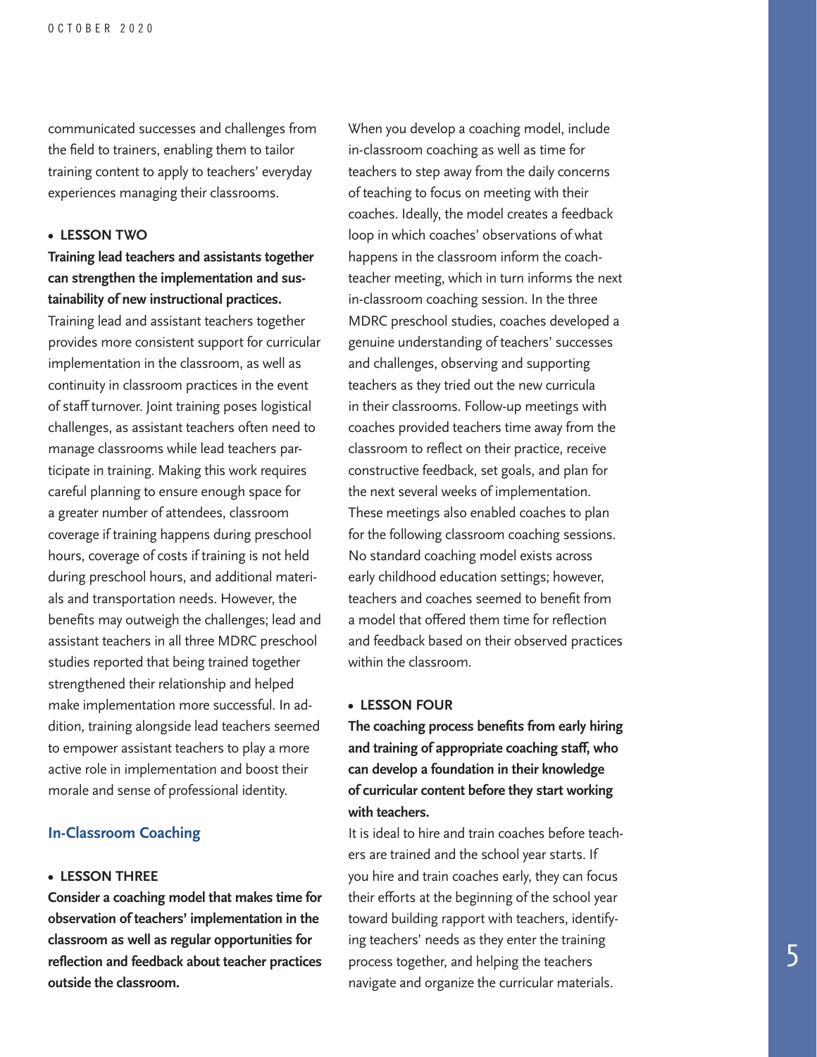communicated successes and challenges from the field to trainers, enabling them to tailor training content to apply to teachers' everyday experiences managing their classrooms.

- **LESSON TWO**

**Training lead teachers and assistants together can strengthen the implementation and sustainability of new instructional practices.**

Training lead and assistant teachers together provides more consistent support for curricular implementation in the classroom, as well as continuity in classroom practices in the event of staff turnover. Joint training poses logistical challenges, as assistant teachers often need to manage classrooms while lead teachers participate in training. Making this work requires careful planning to ensure enough space for a greater number of attendees, classroom coverage if training happens during preschool hours, coverage of costs if training is not held during preschool hours, and additional materials and transportation needs. However, the benefits may outweigh the challenges; lead and assistant teachers in all three MDRC preschool studies reported that being trained together strengthened their relationship and helped make implementation more successful. In addition, training alongside lead teachers seemed to empower assistant teachers to play a more active role in implementation and boost their morale and sense of professional identity.

## In-Classroom Coaching

- **LESSON THREE**

**Consider a coaching model that makes time for observation of teachers' implementation in the classroom as well as regular opportunities for reflection and feedback about teacher practices outside the classroom.**

When you develop a coaching model, include in-classroom coaching as well as time for teachers to step away from the daily concerns of teaching to focus on meeting with their coaches. Ideally, the model creates a feedback loop in which coaches' observations of what happens in the classroom inform the coach-teacher meeting, which in turn informs the next in-classroom coaching session. In the three MDRC preschool studies, coaches developed a genuine understanding of teachers' successes and challenges, observing and supporting teachers as they tried out the new curricula in their classrooms. Follow-up meetings with coaches provided teachers time away from the classroom to reflect on their practice, receive constructive feedback, set goals, and plan for the next several weeks of implementation. These meetings also enabled coaches to plan for the following classroom coaching sessions. No standard coaching model exists across early childhood education settings; however, teachers and coaches seemed to benefit from a model that offered them time for reflection and feedback based on their observed practices within the classroom.

- **LESSON FOUR**

**The coaching process benefits from early hiring and training of appropriate coaching staff, who can develop a foundation in their knowledge of curricular content before they start working with teachers.**

It is ideal to hire and train coaches before teachers are trained and the school year starts. If you hire and train coaches early, they can focus their efforts at the beginning of the school year toward building rapport with teachers, identifying teachers' needs as they enter the training process together, and helping the teachers navigate and organize the curricular materials.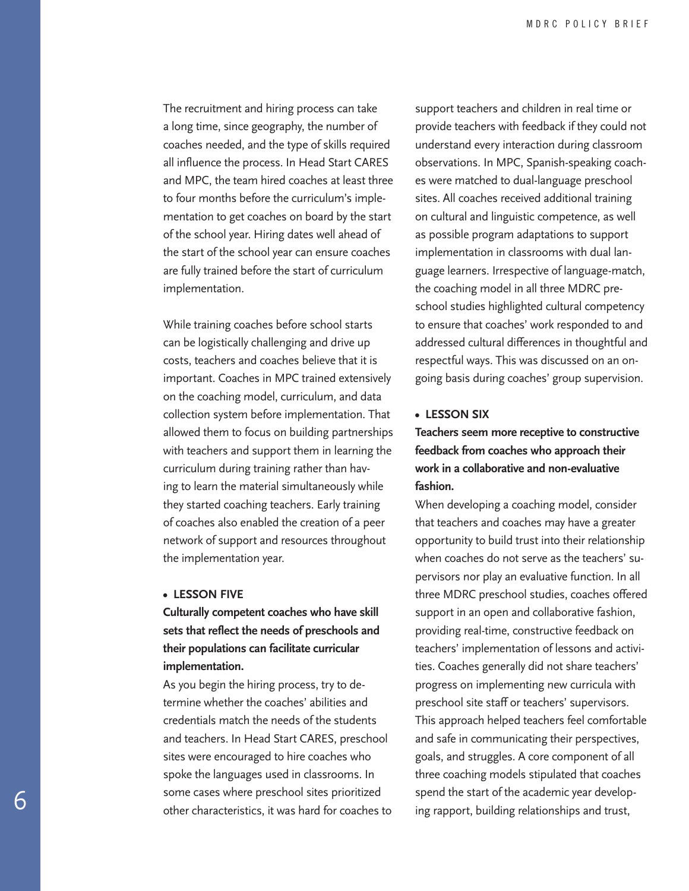The recruitment and hiring process can take a long time, since geography, the number of coaches needed, and the type of skills required all influence the process. In Head Start CARES and MPC, the team hired coaches at least three to four months before the curriculum's implementation to get coaches on board by the start of the school year. Hiring dates well ahead of the start of the school year can ensure coaches are fully trained before the start of curriculum implementation.

While training coaches before school starts can be logistically challenging and drive up costs, teachers and coaches believe that it is important. Coaches in MPC trained extensively on the coaching model, curriculum, and data collection system before implementation. That allowed them to focus on building partnerships with teachers and support them in learning the curriculum during training rather than having to learn the material simultaneously while they started coaching teachers. Early training of coaches also enabled the creation of a peer network of support and resources throughout the implementation year.

- **LESSON FIVE**

**Culturally competent coaches who have skill sets that reflect the needs of preschools and their populations can facilitate curricular implementation.**

As you begin the hiring process, try to determine whether the coaches' abilities and credentials match the needs of the students and teachers. In Head Start CARES, preschool sites were encouraged to hire coaches who spoke the languages used in classrooms. In some cases where preschool sites prioritized other characteristics, it was hard for coaches to support teachers and children in real time or provide teachers with feedback if they could not understand every interaction during classroom observations. In MPC, Spanish-speaking coaches were matched to dual-language preschool sites. All coaches received additional training on cultural and linguistic competence, as well as possible program adaptations to support implementation in classrooms with dual language learners. Irrespective of language-match, the coaching model in all three MDRC preschool studies highlighted cultural competency to ensure that coaches' work responded to and addressed cultural differences in thoughtful and respectful ways. This was discussed on an ongoing basis during coaches' group supervision.

- **LESSON SIX**

**Teachers seem more receptive to constructive feedback from coaches who approach their work in a collaborative and non-evaluative fashion.**

When developing a coaching model, consider that teachers and coaches may have a greater opportunity to build trust into their relationship when coaches do not serve as the teachers' supervisors nor play an evaluative function. In all three MDRC preschool studies, coaches offered support in an open and collaborative fashion, providing real-time, constructive feedback on teachers' implementation of lessons and activities. Coaches generally did not share teachers' progress on implementing new curricula with preschool site staff or teachers' supervisors. This approach helped teachers feel comfortable and safe in communicating their perspectives, goals, and struggles. A core component of all three coaching models stipulated that coaches spend the start of the academic year developing rapport, building relationships and trust,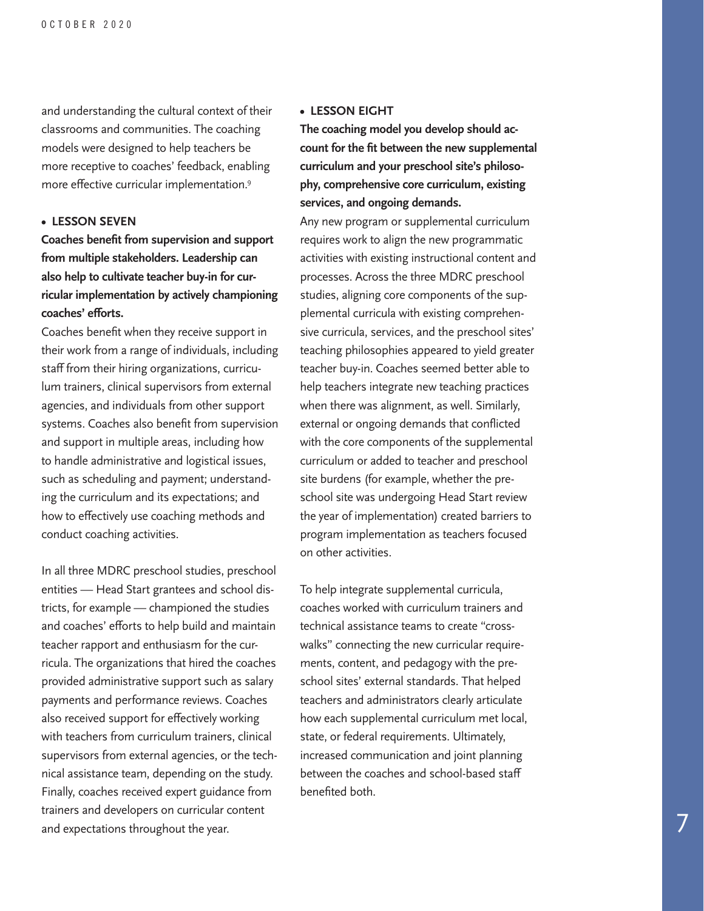and understanding the cultural context of their classrooms and communities. The coaching models were designed to help teachers be more receptive to coaches' feedback, enabling more effective curricular implementation.[9]

- **LESSON SEVEN**

**Coaches benefit from supervision and support from multiple stakeholders. Leadership can also help to cultivate teacher buy-in for curricular implementation by actively championing coaches' efforts.**

Coaches benefit when they receive support in their work from a range of individuals, including staff from their hiring organizations, curriculum trainers, clinical supervisors from external agencies, and individuals from other support systems. Coaches also benefit from supervision and support in multiple areas, including how to handle administrative and logistical issues, such as scheduling and payment; understanding the curriculum and its expectations; and how to effectively use coaching methods and conduct coaching activities.

In all three MDRC preschool studies, preschool entities — Head Start grantees and school districts, for example — championed the studies and coaches' efforts to help build and maintain teacher rapport and enthusiasm for the curricula. The organizations that hired the coaches provided administrative support such as salary payments and performance reviews. Coaches also received support for effectively working with teachers from curriculum trainers, clinical supervisors from external agencies, or the technical assistance team, depending on the study. Finally, coaches received expert guidance from trainers and developers on curricular content and expectations throughout the year.

- **LESSON EIGHT**

**The coaching model you develop should account for the fit between the new supplemental curriculum and your preschool site's philosophy, comprehensive core curriculum, existing services, and ongoing demands.**

Any new program or supplemental curriculum requires work to align the new programmatic activities with existing instructional content and processes. Across the three MDRC preschool studies, aligning core components of the supplemental curricula with existing comprehensive curricula, services, and the preschool sites' teaching philosophies appeared to yield greater teacher buy-in. Coaches seemed better able to help teachers integrate new teaching practices when there was alignment, as well. Similarly, external or ongoing demands that conflicted with the core components of the supplemental curriculum or added to teacher and preschool site burdens (for example, whether the preschool site was undergoing Head Start review the year of implementation) created barriers to program implementation as teachers focused on other activities.

To help integrate supplemental curricula, coaches worked with curriculum trainers and technical assistance teams to create "crosswalks" connecting the new curricular requirements, content, and pedagogy with the preschool sites' external standards. That helped teachers and administrators clearly articulate how each supplemental curriculum met local, state, or federal requirements. Ultimately, increased communication and joint planning between the coaches and school-based staff benefited both.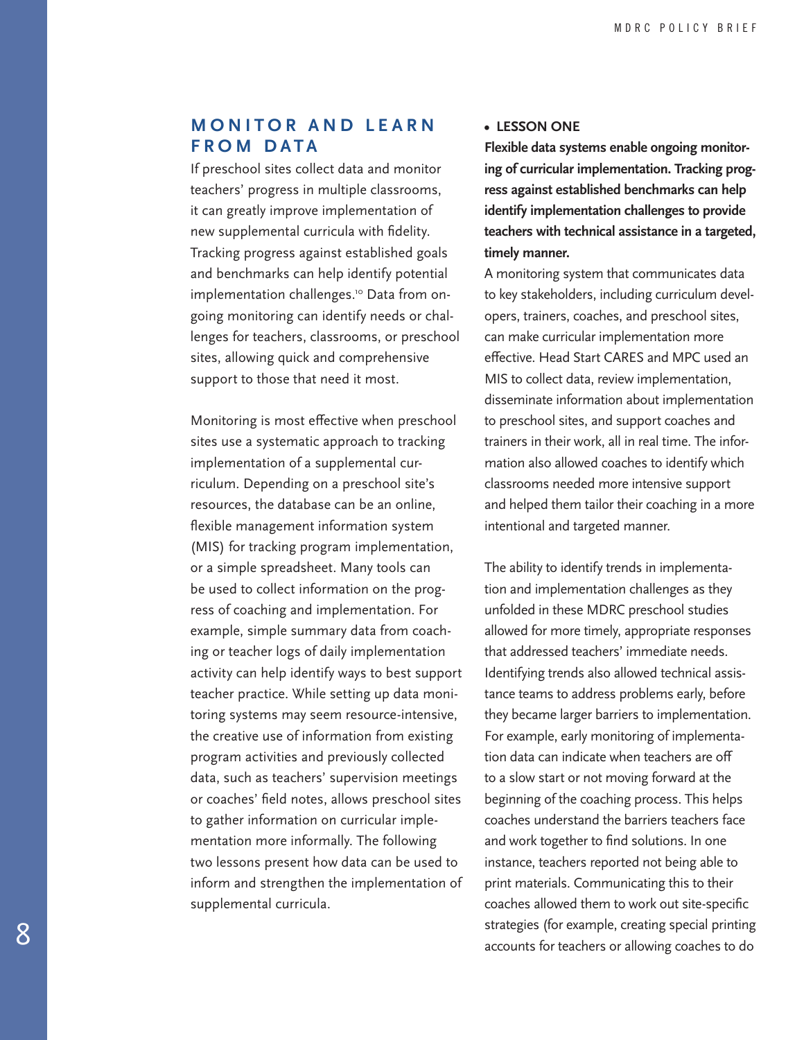## MONITOR AND LEARN FROM DATA

If preschool sites collect data and monitor teachers' progress in multiple classrooms, it can greatly improve implementation of new supplemental curricula with fidelity. Tracking progress against established goals and benchmarks can help identify potential implementation challenges.[10] Data from ongoing monitoring can identify needs or challenges for teachers, classrooms, or preschool sites, allowing quick and comprehensive support to those that need it most.

Monitoring is most effective when preschool sites use a systematic approach to tracking implementation of a supplemental curriculum. Depending on a preschool site's resources, the database can be an online, flexible management information system (MIS) for tracking program implementation, or a simple spreadsheet. Many tools can be used to collect information on the progress of coaching and implementation. For example, simple summary data from coaching or teacher logs of daily implementation activity can help identify ways to best support teacher practice. While setting up data monitoring systems may seem resource-intensive, the creative use of information from existing program activities and previously collected data, such as teachers' supervision meetings or coaches' field notes, allows preschool sites to gather information on curricular implementation more informally. The following two lessons present how data can be used to inform and strengthen the implementation of supplemental curricula.

- **LESSON ONE**

**Flexible data systems enable ongoing monitoring of curricular implementation. Tracking progress against established benchmarks can help identify implementation challenges to provide teachers with technical assistance in a targeted, timely manner.**

A monitoring system that communicates data to key stakeholders, including curriculum developers, trainers, coaches, and preschool sites, can make curricular implementation more effective. Head Start CARES and MPC used an MIS to collect data, review implementation, disseminate information about implementation to preschool sites, and support coaches and trainers in their work, all in real time. The information also allowed coaches to identify which classrooms needed more intensive support and helped them tailor their coaching in a more intentional and targeted manner.

The ability to identify trends in implementation and implementation challenges as they unfolded in these MDRC preschool studies allowed for more timely, appropriate responses that addressed teachers' immediate needs. Identifying trends also allowed technical assistance teams to address problems early, before they became larger barriers to implementation. For example, early monitoring of implementation data can indicate when teachers are off to a slow start or not moving forward at the beginning of the coaching process. This helps coaches understand the barriers teachers face and work together to find solutions. In one instance, teachers reported not being able to print materials. Communicating this to their coaches allowed them to work out site-specific strategies (for example, creating special printing accounts for teachers or allowing coaches to do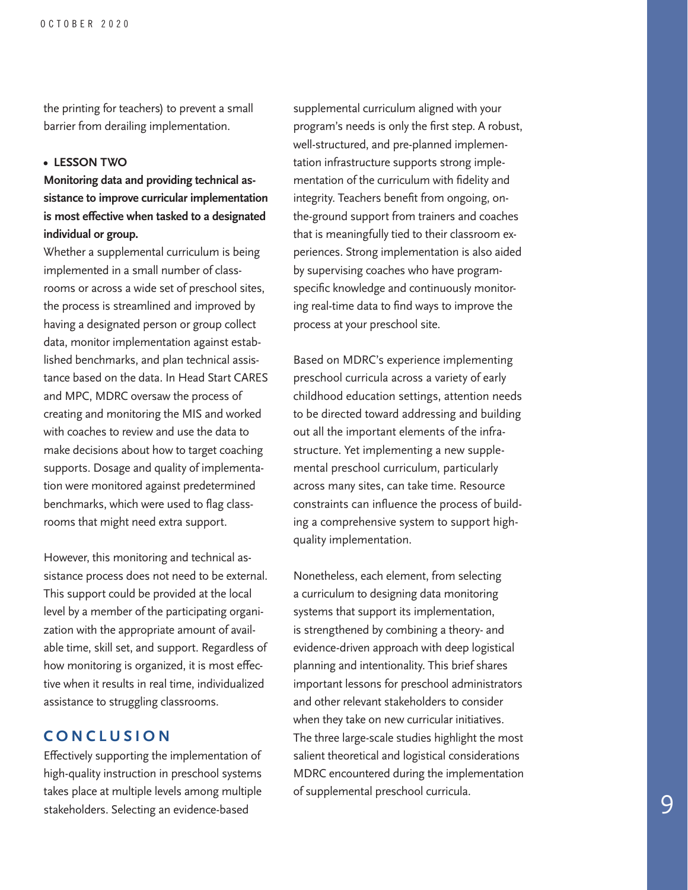the printing for teachers) to prevent a small barrier from derailing implementation.

- **LESSON TWO**

**Monitoring data and providing technical assistance to improve curricular implementation is most effective when tasked to a designated individual or group.**

Whether a supplemental curriculum is being implemented in a small number of classrooms or across a wide set of preschool sites, the process is streamlined and improved by having a designated person or group collect data, monitor implementation against established benchmarks, and plan technical assistance based on the data. In Head Start CARES and MPC, MDRC oversaw the process of creating and monitoring the MIS and worked with coaches to review and use the data to make decisions about how to target coaching supports. Dosage and quality of implementation were monitored against predetermined benchmarks, which were used to flag classrooms that might need extra support.

However, this monitoring and technical assistance process does not need to be external. This support could be provided at the local level by a member of the participating organization with the appropriate amount of available time, skill set, and support. Regardless of how monitoring is organized, it is most effective when it results in real time, individualized assistance to struggling classrooms.

## CONCLUSION

Effectively supporting the implementation of high-quality instruction in preschool systems takes place at multiple levels among multiple stakeholders. Selecting an evidence-based supplemental curriculum aligned with your program's needs is only the first step. A robust, well-structured, and pre-planned implementation infrastructure supports strong implementation of the curriculum with fidelity and integrity. Teachers benefit from ongoing, on-the-ground support from trainers and coaches that is meaningfully tied to their classroom experiences. Strong implementation is also aided by supervising coaches who have program-specific knowledge and continuously monitoring real-time data to find ways to improve the process at your preschool site.

Based on MDRC's experience implementing preschool curricula across a variety of early childhood education settings, attention needs to be directed toward addressing and building out all the important elements of the infrastructure. Yet implementing a new supplemental preschool curriculum, particularly across many sites, can take time. Resource constraints can influence the process of building a comprehensive system to support high-quality implementation.

Nonetheless, each element, from selecting a curriculum to designing data monitoring systems that support its implementation, is strengthened by combining a theory- and evidence-driven approach with deep logistical planning and intentionality. This brief shares important lessons for preschool administrators and other relevant stakeholders to consider when they take on new curricular initiatives. The three large-scale studies highlight the most salient theoretical and logistical considerations MDRC encountered during the implementation of supplemental preschool curricula.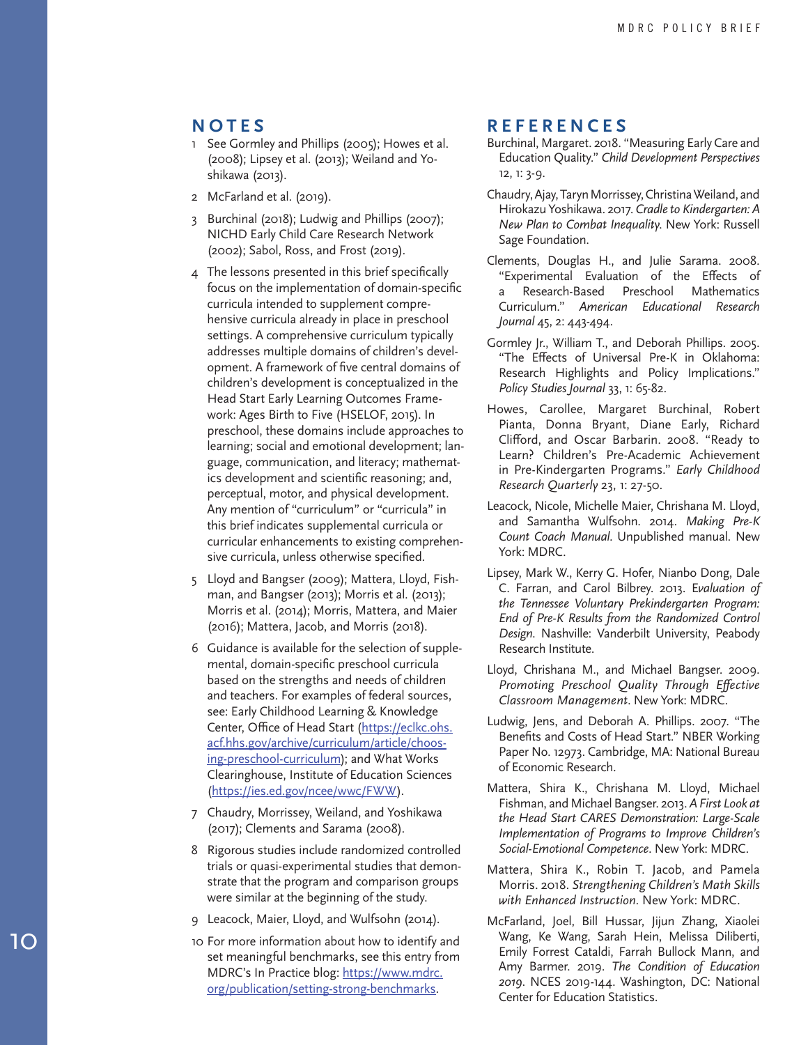## NOTES

1. See Gormley and Phillips (2005); Howes et al. (2008); Lipsey et al. (2013); Weiland and Yoshikawa (2013).

2. McFarland et al. (2019).

3. Burchinal (2018); Ludwig and Phillips (2007); NICHD Early Child Care Research Network (2002); Sabol, Ross, and Frost (2019).

4. The lessons presented in this brief specifically focus on the implementation of domain-specific curricula intended to supplement comprehensive curricula already in place in preschool settings. A comprehensive curriculum typically addresses multiple domains of children's development. A framework of five central domains of children's development is conceptualized in the Head Start Early Learning Outcomes Framework: Ages Birth to Five (HSELOF, 2015). In preschool, these domains include approaches to learning; social and emotional development; language, communication, and literacy; mathematics development and scientific reasoning; and, perceptual, motor, and physical development. Any mention of "curriculum" or "curricula" in this brief indicates supplemental curricula or curricular enhancements to existing comprehensive curricula, unless otherwise specified.

5. Lloyd and Bangser (2009); Mattera, Lloyd, Fishman, and Bangser (2013); Morris et al. (2013); Morris et al. (2014); Morris, Mattera, and Maier (2016); Mattera, Jacob, and Morris (2018).

6. Guidance is available for the selection of supplemental, domain-specific preschool curricula based on the strengths and needs of children and teachers. For examples of federal sources, see: Early Childhood Learning & Knowledge Center, Office of Head Start (https://eclkc.ohs.acf.hhs.gov/archive/curriculum/article/choosing-preschool-curriculum); and What Works Clearinghouse, Institute of Education Sciences (https://ies.ed.gov/ncee/wwc/FWW).

7. Chaudry, Morrissey, Weiland, and Yoshikawa (2017); Clements and Sarama (2008).

8. Rigorous studies include randomized controlled trials or quasi-experimental studies that demonstrate that the program and comparison groups were similar at the beginning of the study.

9. Leacock, Maier, Lloyd, and Wulfsohn (2014).

10. For more information about how to identify and set meaningful benchmarks, see this entry from MDRC's In Practice blog: https://www.mdrc.org/publication/setting-strong-benchmarks.

## REFERENCES

Burchinal, Margaret. 2018. "Measuring Early Care and Education Quality." *Child Development Perspectives* 12, 1: 3-9.

Chaudry, Ajay, Taryn Morrissey, Christina Weiland, and Hirokazu Yoshikawa. 2017. *Cradle to Kindergarten: A New Plan to Combat Inequality.* New York: Russell Sage Foundation.

Clements, Douglas H., and Julie Sarama. 2008. "Experimental Evaluation of the Effects of a Research-Based Preschool Mathematics Curriculum." *American Educational Research Journal* 45, 2: 443-494.

Gormley Jr., William T., and Deborah Phillips. 2005. "The Effects of Universal Pre-K in Oklahoma: Research Highlights and Policy Implications." *Policy Studies Journal* 33, 1: 65-82.

Howes, Carollee, Margaret Burchinal, Robert Pianta, Donna Bryant, Diane Early, Richard Clifford, and Oscar Barbarin. 2008. "Ready to Learn? Children's Pre-Academic Achievement in Pre-Kindergarten Programs." *Early Childhood Research Quarterly* 23, 1: 27-50.

Leacock, Nicole, Michelle Maier, Chrishana M. Lloyd, and Samantha Wulfsohn. 2014. *Making Pre-K Count Coach Manual*. Unpublished manual. New York: MDRC.

Lipsey, Mark W., Kerry G. Hofer, Nianbo Dong, Dale C. Farran, and Carol Bilbrey. 2013. *Evaluation of the Tennessee Voluntary Prekindergarten Program: End of Pre-K Results from the Randomized Control Design*. Nashville: Vanderbilt University, Peabody Research Institute.

Lloyd, Chrishana M., and Michael Bangser. 2009. *Promoting Preschool Quality Through Effective Classroom Management*. New York: MDRC.

Ludwig, Jens, and Deborah A. Phillips. 2007. "The Benefits and Costs of Head Start." NBER Working Paper No. 12973. Cambridge, MA: National Bureau of Economic Research.

Mattera, Shira K., Chrishana M. Lloyd, Michael Fishman, and Michael Bangser. 2013. *A First Look at the Head Start CARES Demonstration: Large-Scale Implementation of Programs to Improve Children's Social-Emotional Competence*. New York: MDRC.

Mattera, Shira K., Robin T. Jacob, and Pamela Morris. 2018. *Strengthening Children's Math Skills with Enhanced Instruction*. New York: MDRC.

McFarland, Joel, Bill Hussar, Jijun Zhang, Xiaolei Wang, Ke Wang, Sarah Hein, Melissa Diliberti, Emily Forrest Cataldi, Farrah Bullock Mann, and Amy Barmer. 2019. *The Condition of Education 2019*. NCES 2019-144. Washington, DC: National Center for Education Statistics.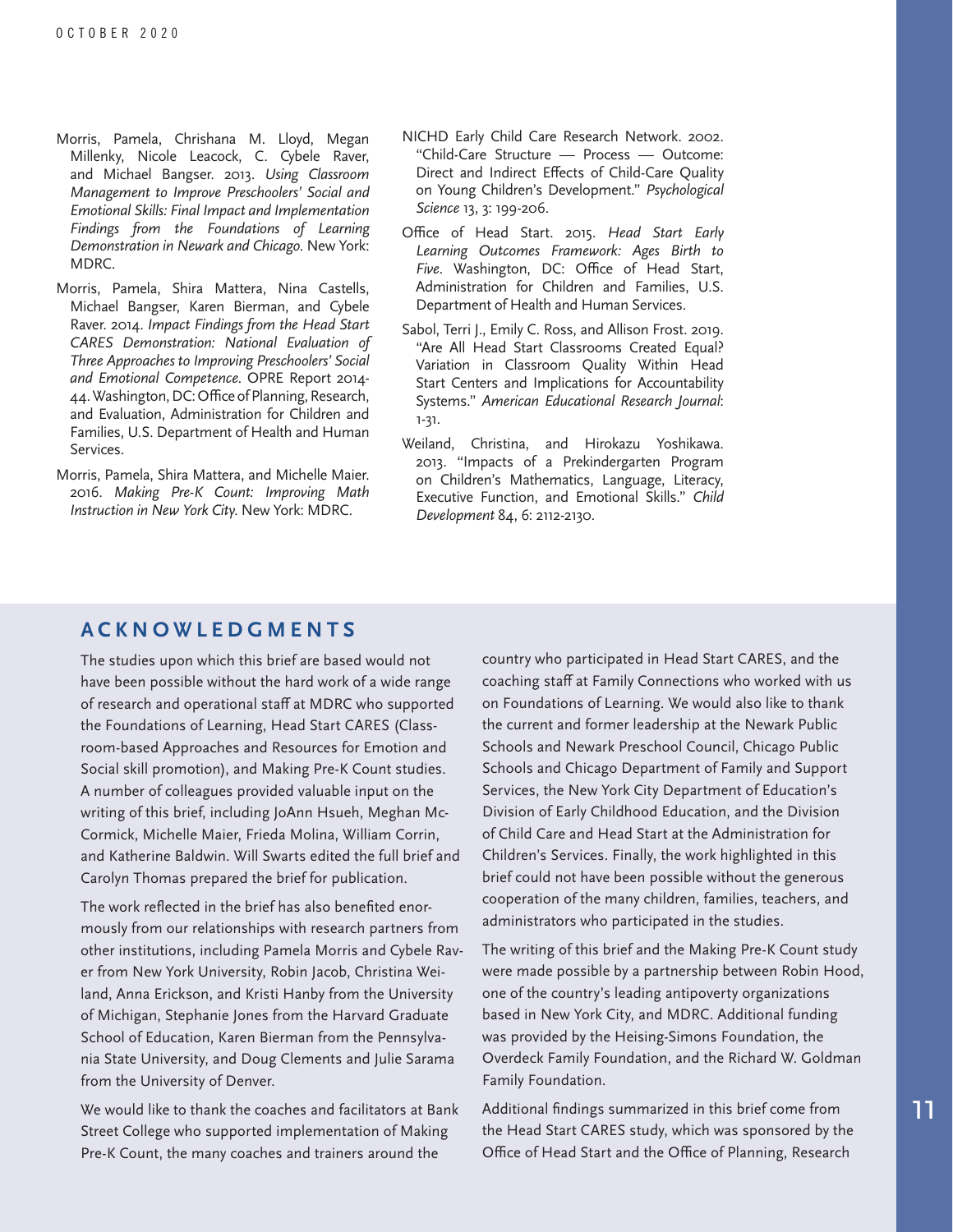Morris, Pamela, Chrishana M. Lloyd, Megan Millenky, Nicole Leacock, C. Cybele Raver, and Michael Bangser. 2013. *Using Classroom Management to Improve Preschoolers' Social and Emotional Skills: Final Impact and Implementation Findings from the Foundations of Learning Demonstration in Newark and Chicago.* New York: MDRC.

Morris, Pamela, Shira Mattera, Nina Castells, Michael Bangser, Karen Bierman, and Cybele Raver. 2014. *Impact Findings from the Head Start CARES Demonstration: National Evaluation of Three Approaches to Improving Preschoolers' Social and Emotional Competence.* OPRE Report 2014-44. Washington, DC: Office of Planning, Research, and Evaluation, Administration for Children and Families, U.S. Department of Health and Human Services.

Morris, Pamela, Shira Mattera, and Michelle Maier. 2016. *Making Pre-K Count: Improving Math Instruction in New York City.* New York: MDRC.

NICHD Early Child Care Research Network. 2002. "Child-Care Structure — Process — Outcome: Direct and Indirect Effects of Child-Care Quality on Young Children's Development." *Psychological Science* 13, 3: 199-206.

Office of Head Start. 2015. *Head Start Early Learning Outcomes Framework: Ages Birth to Five*. Washington, DC: Office of Head Start, Administration for Children and Families, U.S. Department of Health and Human Services.

Sabol, Terri J., Emily C. Ross, and Allison Frost. 2019. "Are All Head Start Classrooms Created Equal? Variation in Classroom Quality Within Head Start Centers and Implications for Accountability Systems." *American Educational Research Journal*: 1-31.

Weiland, Christina, and Hirokazu Yoshikawa. 2013. "Impacts of a Prekindergarten Program on Children's Mathematics, Language, Literacy, Executive Function, and Emotional Skills." *Child Development* 84, 6: 2112-2130.

## ACKNOWLEDGMENTS

The studies upon which this brief are based would not have been possible without the hard work of a wide range of research and operational staff at MDRC who supported the Foundations of Learning, Head Start CARES (Classroom-based Approaches and Resources for Emotion and Social skill promotion), and Making Pre-K Count studies. A number of colleagues provided valuable input on the writing of this brief, including JoAnn Hsueh, Meghan McCormick, Michelle Maier, Frieda Molina, William Corrin, and Katherine Baldwin. Will Swarts edited the full brief and Carolyn Thomas prepared the brief for publication.

The work reflected in the brief has also benefited enormously from our relationships with research partners from other institutions, including Pamela Morris and Cybele Raver from New York University, Robin Jacob, Christina Weiland, Anna Erickson, and Kristi Hanby from the University of Michigan, Stephanie Jones from the Harvard Graduate School of Education, Karen Bierman from the Pennsylvania State University, and Doug Clements and Julie Sarama from the University of Denver.

We would like to thank the coaches and facilitators at Bank Street College who supported implementation of Making Pre-K Count, the many coaches and trainers around the country who participated in Head Start CARES, and the coaching staff at Family Connections who worked with us on Foundations of Learning. We would also like to thank the current and former leadership at the Newark Public Schools and Newark Preschool Council, Chicago Public Schools and Chicago Department of Family and Support Services, the New York City Department of Education's Division of Early Childhood Education, and the Division of Child Care and Head Start at the Administration for Children's Services. Finally, the work highlighted in this brief could not have been possible without the generous cooperation of the many children, families, teachers, and administrators who participated in the studies.

The writing of this brief and the Making Pre-K Count study were made possible by a partnership between Robin Hood, one of the country's leading antipoverty organizations based in New York City, and MDRC. Additional funding was provided by the Heising-Simons Foundation, the Overdeck Family Foundation, and the Richard W. Goldman Family Foundation.

Additional findings summarized in this brief come from the Head Start CARES study, which was sponsored by the Office of Head Start and the Office of Planning, Research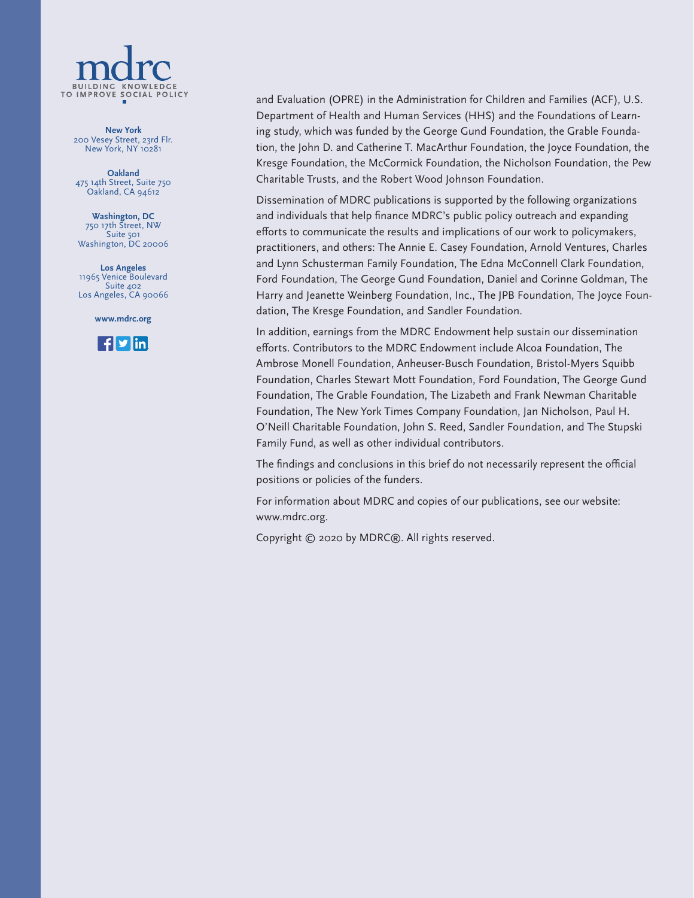mdrc
BUILDING KNOWLEDGE TO IMPROVE SOCIAL POLICY

**New York**
200 Vesey Street, 23rd Flr.
New York, NY 10281

**Oakland**
475 14th Street, Suite 750
Oakland, CA 94612

**Washington, DC**
750 17th Street, NW
Suite 501
Washington, DC 20006

**Los Angeles**
11965 Venice Boulevard
Suite 402
Los Angeles, CA 90066

**www.mdrc.org**

and Evaluation (OPRE) in the Administration for Children and Families (ACF), U.S. Department of Health and Human Services (HHS) and the Foundations of Learning study, which was funded by the George Gund Foundation, the Grable Foundation, the John D. and Catherine T. MacArthur Foundation, the Joyce Foundation, the Kresge Foundation, the McCormick Foundation, the Nicholson Foundation, the Pew Charitable Trusts, and the Robert Wood Johnson Foundation.

Dissemination of MDRC publications is supported by the following organizations and individuals that help finance MDRC's public policy outreach and expanding efforts to communicate the results and implications of our work to policymakers, practitioners, and others: The Annie E. Casey Foundation, Arnold Ventures, Charles and Lynn Schusterman Family Foundation, The Edna McConnell Clark Foundation, Ford Foundation, The George Gund Foundation, Daniel and Corinne Goldman, The Harry and Jeanette Weinberg Foundation, Inc., The JPB Foundation, The Joyce Foundation, The Kresge Foundation, and Sandler Foundation.

In addition, earnings from the MDRC Endowment help sustain our dissemination efforts. Contributors to the MDRC Endowment include Alcoa Foundation, The Ambrose Monell Foundation, Anheuser-Busch Foundation, Bristol-Myers Squibb Foundation, Charles Stewart Mott Foundation, Ford Foundation, The George Gund Foundation, The Grable Foundation, The Lizabeth and Frank Newman Charitable Foundation, The New York Times Company Foundation, Jan Nicholson, Paul H. O'Neill Charitable Foundation, John S. Reed, Sandler Foundation, and The Stupski Family Fund, as well as other individual contributors.

The findings and conclusions in this brief do not necessarily represent the official positions or policies of the funders.

For information about MDRC and copies of our publications, see our website: www.mdrc.org.

Copyright © 2020 by MDRC®. All rights reserved.